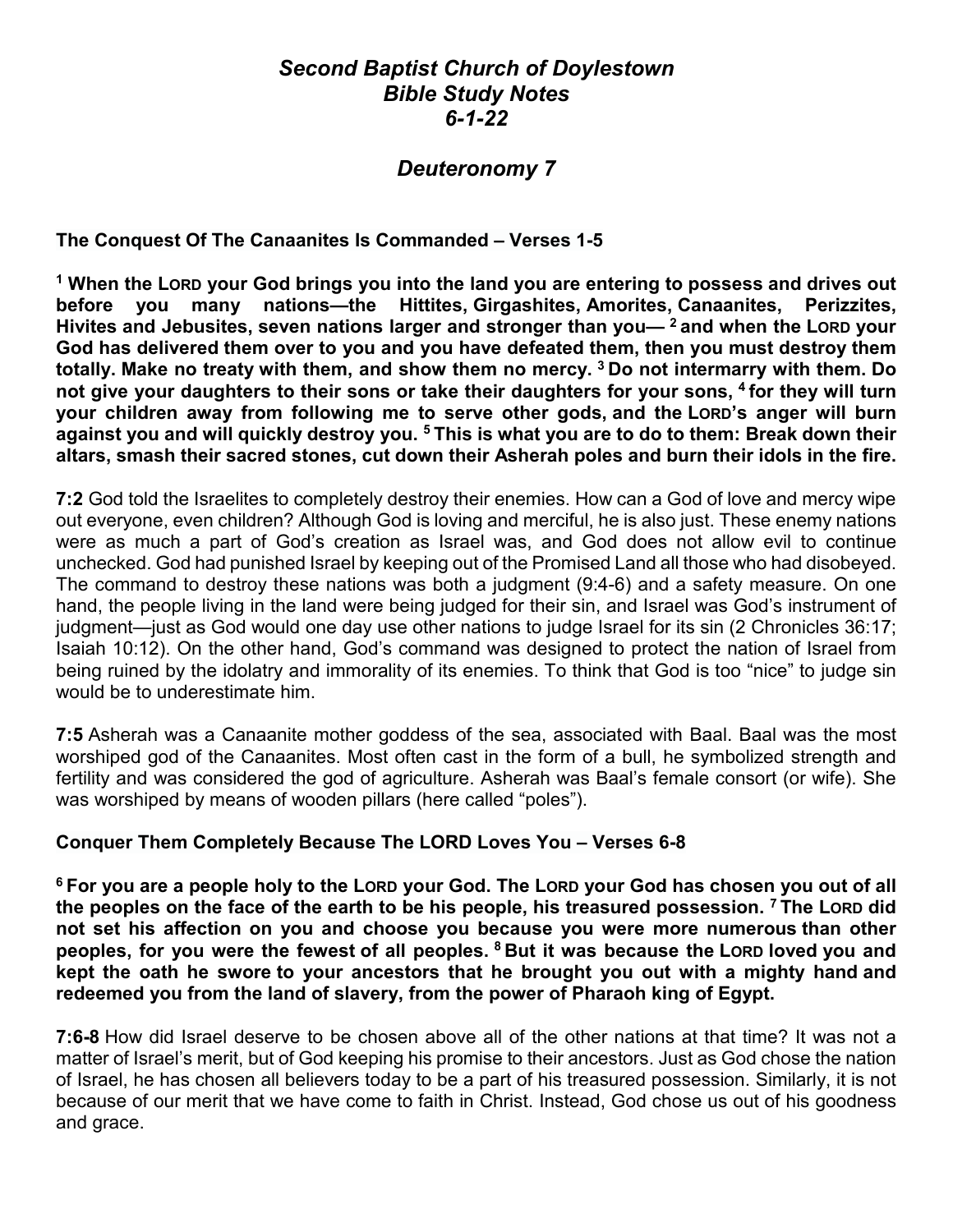# *Second Baptist Church of Doylestown*
# *Bible Study Notes*
# *6-1-22*

## *Deuteronomy 7*

**The Conquest Of The Canaanites Is Commanded – Verses 1-5**

**[1] When the LORD your God brings you into the land you are entering to possess and drives out before you many nations—the Hittites, Girgashites, Amorites, Canaanites, Perizzites, Hivites and Jebusites, seven nations larger and stronger than you— [2] and when the LORD your God has delivered them over to you and you have defeated them, then you must destroy them totally. Make no treaty with them, and show them no mercy. [3] Do not intermarry with them. Do not give your daughters to their sons or take their daughters for your sons, [4] for they will turn your children away from following me to serve other gods, and the LORD's anger will burn against you and will quickly destroy you. [5] This is what you are to do to them: Break down their altars, smash their sacred stones, cut down their Asherah poles and burn their idols in the fire.**

**7:2** God told the Israelites to completely destroy their enemies. How can a God of love and mercy wipe out everyone, even children? Although God is loving and merciful, he is also just. These enemy nations were as much a part of God's creation as Israel was, and God does not allow evil to continue unchecked. God had punished Israel by keeping out of the Promised Land all those who had disobeyed. The command to destroy these nations was both a judgment (9:4-6) and a safety measure. On one hand, the people living in the land were being judged for their sin, and Israel was God's instrument of judgment—just as God would one day use other nations to judge Israel for its sin (2 Chronicles 36:17; Isaiah 10:12). On the other hand, God's command was designed to protect the nation of Israel from being ruined by the idolatry and immorality of its enemies. To think that God is too "nice" to judge sin would be to underestimate him.

**7:5** Asherah was a Canaanite mother goddess of the sea, associated with Baal. Baal was the most worshiped god of the Canaanites. Most often cast in the form of a bull, he symbolized strength and fertility and was considered the god of agriculture. Asherah was Baal's female consort (or wife). She was worshiped by means of wooden pillars (here called "poles").

**Conquer Them Completely Because The LORD Loves You – Verses 6-8**

**[6] For you are a people holy to the LORD your God. The LORD your God has chosen you out of all the peoples on the face of the earth to be his people, his treasured possession. [7] The LORD did not set his affection on you and choose you because you were more numerous than other peoples, for you were the fewest of all peoples. [8] But it was because the LORD loved you and kept the oath he swore to your ancestors that he brought you out with a mighty hand and redeemed you from the land of slavery, from the power of Pharaoh king of Egypt.**

**7:6-8** How did Israel deserve to be chosen above all of the other nations at that time? It was not a matter of Israel's merit, but of God keeping his promise to their ancestors. Just as God chose the nation of Israel, he has chosen all believers today to be a part of his treasured possession. Similarly, it is not because of our merit that we have come to faith in Christ. Instead, God chose us out of his goodness and grace.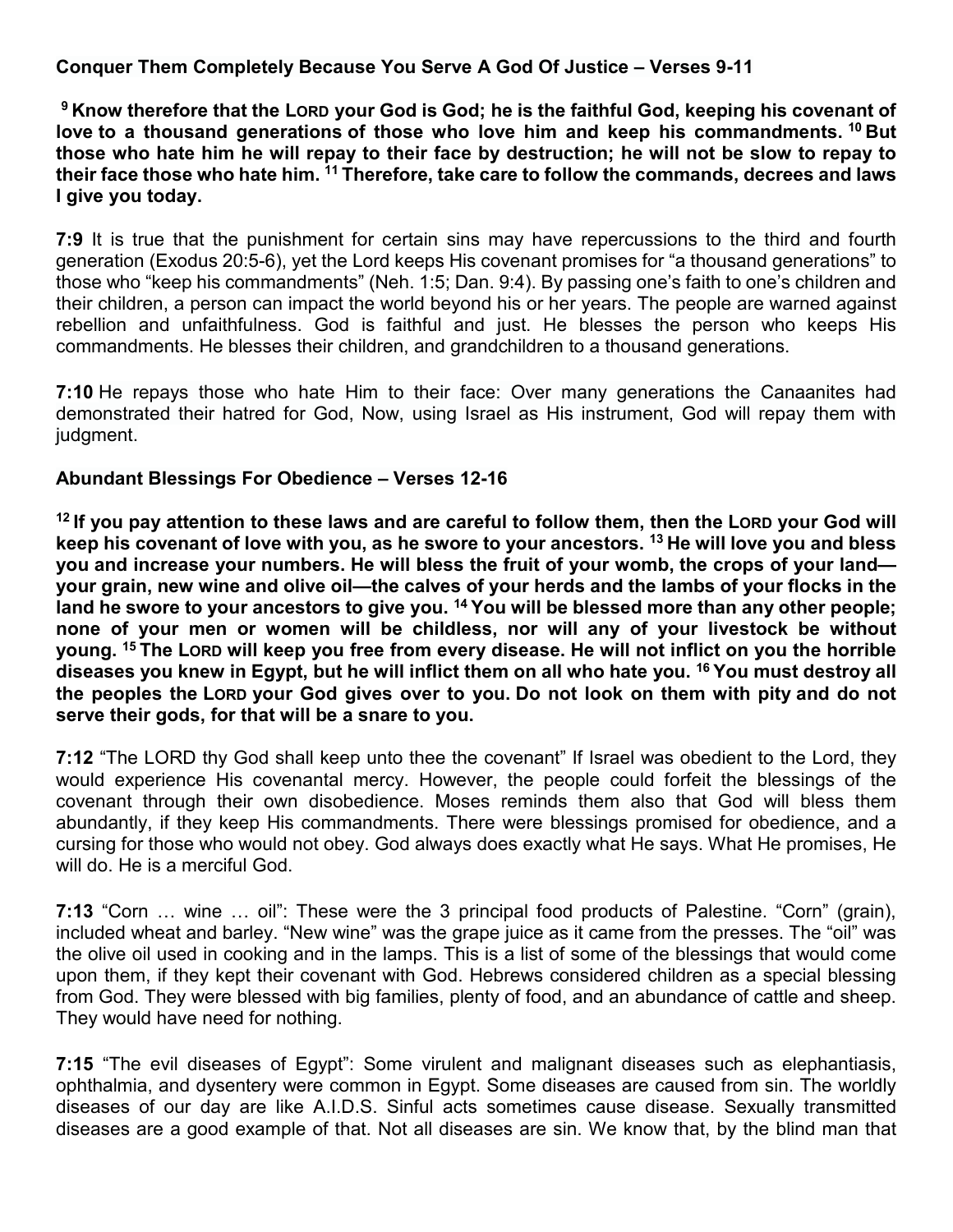**Conquer Them Completely Because You Serve A God Of Justice – Verses 9-11**

**[9] Know therefore that the LORD your God is God; he is the faithful God, keeping his covenant of love to a thousand generations of those who love him and keep his commandments. [10] But those who hate him he will repay to their face by destruction; he will not be slow to repay to their face those who hate him. [11] Therefore, take care to follow the commands, decrees and laws I give you today.**

**7:9** It is true that the punishment for certain sins may have repercussions to the third and fourth generation (Exodus 20:5-6), yet the Lord keeps His covenant promises for "a thousand generations" to those who "keep his commandments" (Neh. 1:5; Dan. 9:4). By passing one's faith to one's children and their children, a person can impact the world beyond his or her years. The people are warned against rebellion and unfaithfulness. God is faithful and just. He blesses the person who keeps His commandments. He blesses their children, and grandchildren to a thousand generations.

**7:10** He repays those who hate Him to their face: Over many generations the Canaanites had demonstrated their hatred for God, Now, using Israel as His instrument, God will repay them with judgment.

**Abundant Blessings For Obedience – Verses 12-16**

**[12] If you pay attention to these laws and are careful to follow them, then the LORD your God will keep his covenant of love with you, as he swore to your ancestors. [13] He will love you and bless you and increase your numbers. He will bless the fruit of your womb, the crops of your land—your grain, new wine and olive oil—the calves of your herds and the lambs of your flocks in the land he swore to your ancestors to give you. [14] You will be blessed more than any other people; none of your men or women will be childless, nor will any of your livestock be without young. [15] The LORD will keep you free from every disease. He will not inflict on you the horrible diseases you knew in Egypt, but he will inflict them on all who hate you. [16] You must destroy all the peoples the LORD your God gives over to you. Do not look on them with pity and do not serve their gods, for that will be a snare to you.**

**7:12** "The LORD thy God shall keep unto thee the covenant" If Israel was obedient to the Lord, they would experience His covenantal mercy. However, the people could forfeit the blessings of the covenant through their own disobedience. Moses reminds them also that God will bless them abundantly, if they keep His commandments. There were blessings promised for obedience, and a cursing for those who would not obey. God always does exactly what He says. What He promises, He will do. He is a merciful God.

**7:13** "Corn … wine … oil": These were the 3 principal food products of Palestine. "Corn" (grain), included wheat and barley. "New wine" was the grape juice as it came from the presses. The "oil" was the olive oil used in cooking and in the lamps. This is a list of some of the blessings that would come upon them, if they kept their covenant with God. Hebrews considered children as a special blessing from God. They were blessed with big families, plenty of food, and an abundance of cattle and sheep. They would have need for nothing.

**7:15** "The evil diseases of Egypt": Some virulent and malignant diseases such as elephantiasis, ophthalmia, and dysentery were common in Egypt. Some diseases are caused from sin. The worldly diseases of our day are like A.I.D.S. Sinful acts sometimes cause disease. Sexually transmitted diseases are a good example of that. Not all diseases are sin. We know that, by the blind man that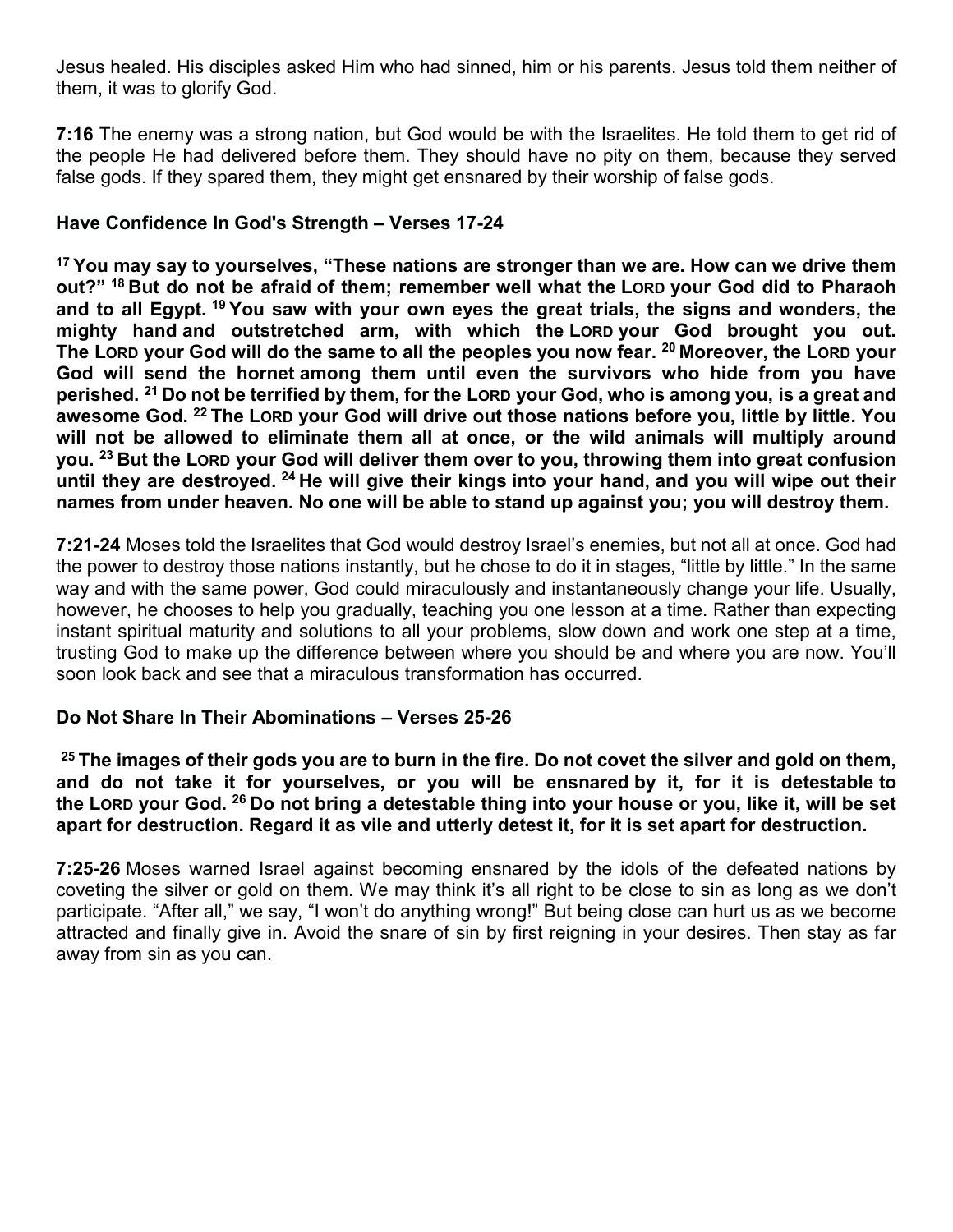Jesus healed. His disciples asked Him who had sinned, him or his parents. Jesus told them neither of them, it was to glorify God.

**7:16** The enemy was a strong nation, but God would be with the Israelites. He told them to get rid of the people He had delivered before them. They should have no pity on them, because they served false gods. If they spared them, they might get ensnared by their worship of false gods.

### Have Confidence In God's Strength – Verses 17-24

**[17] You may say to yourselves, "These nations are stronger than we are. How can we drive them out?" [18] But do not be afraid of them; remember well what the LORD your God did to Pharaoh and to all Egypt. [19] You saw with your own eyes the great trials, the signs and wonders, the mighty hand and outstretched arm, with which the LORD your God brought you out. The LORD your God will do the same to all the peoples you now fear. [20] Moreover, the LORD your God will send the hornet among them until even the survivors who hide from you have perished. [21] Do not be terrified by them, for the LORD your God, who is among you, is a great and awesome God. [22] The LORD your God will drive out those nations before you, little by little. You will not be allowed to eliminate them all at once, or the wild animals will multiply around you. [23] But the LORD your God will deliver them over to you, throwing them into great confusion until they are destroyed. [24] He will give their kings into your hand, and you will wipe out their names from under heaven. No one will be able to stand up against you; you will destroy them.**

**7:21-24** Moses told the Israelites that God would destroy Israel's enemies, but not all at once. God had the power to destroy those nations instantly, but he chose to do it in stages, "little by little." In the same way and with the same power, God could miraculously and instantaneously change your life. Usually, however, he chooses to help you gradually, teaching you one lesson at a time. Rather than expecting instant spiritual maturity and solutions to all your problems, slow down and work one step at a time, trusting God to make up the difference between where you should be and where you are now. You'll soon look back and see that a miraculous transformation has occurred.

### Do Not Share In Their Abominations – Verses 25-26

**[25] The images of their gods you are to burn in the fire. Do not covet the silver and gold on them, and do not take it for yourselves, or you will be ensnared by it, for it is detestable to the LORD your God. [26] Do not bring a detestable thing into your house or you, like it, will be set apart for destruction. Regard it as vile and utterly detest it, for it is set apart for destruction.**

**7:25-26** Moses warned Israel against becoming ensnared by the idols of the defeated nations by coveting the silver or gold on them. We may think it's all right to be close to sin as long as we don't participate. "After all," we say, "I won't do anything wrong!" But being close can hurt us as we become attracted and finally give in. Avoid the snare of sin by first reigning in your desires. Then stay as far away from sin as you can.